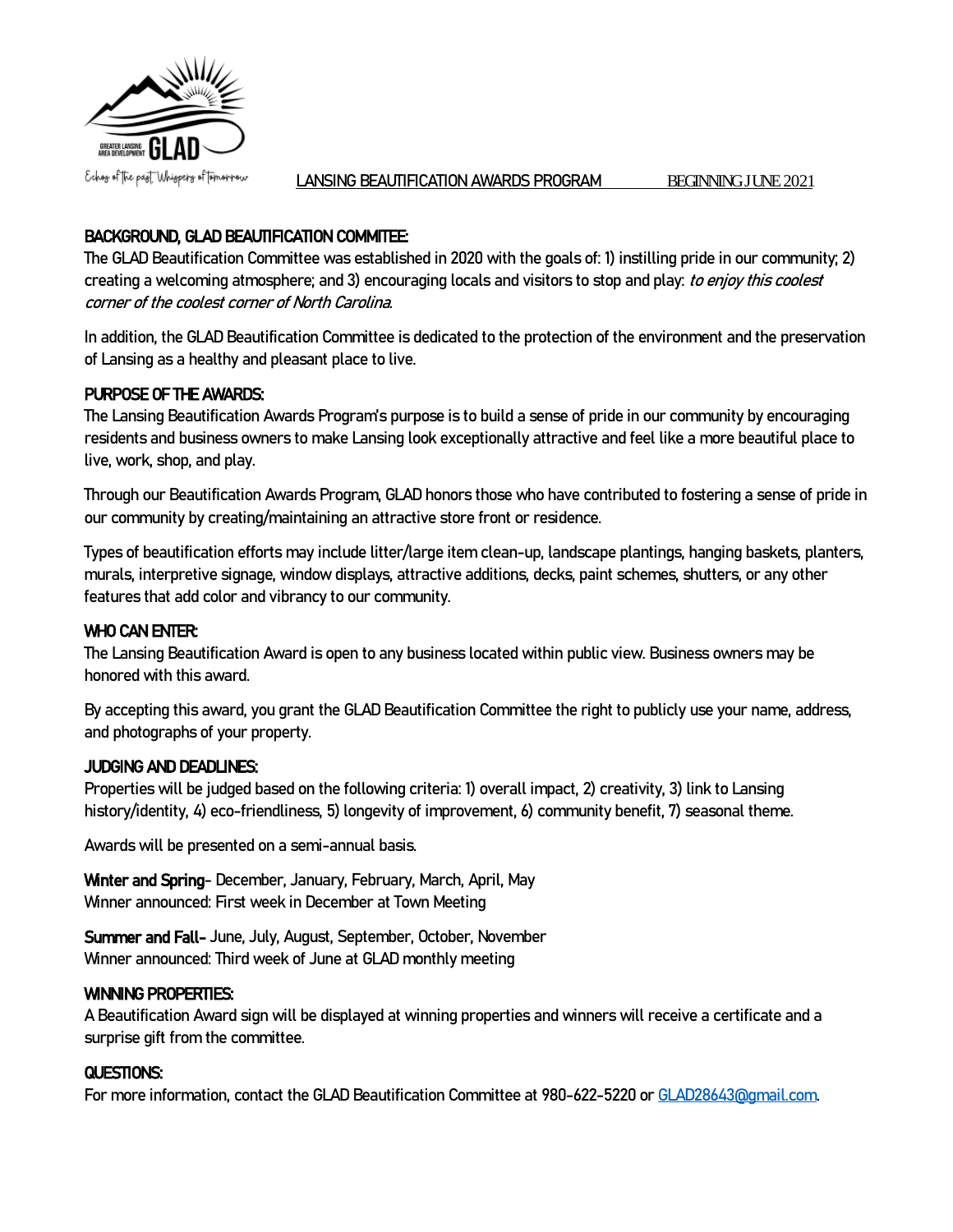GREATER LANSING AREA DEVELOPMENT GLAD

Echos of the past, Whispers of Tomorrow

LANSING BEAUTIFICATION AWARDS PROGRAM BEGINNING JUNE 2021

## BACKGROUND, GLAD BEAUTIFICATION COMMITEE:

The GLAD Beautification Committee was established in 2020 with the goals of: 1) instilling pride in our community; 2) creating a welcoming atmosphere; and 3) encouraging locals and visitors to stop and play: *to enjoy this coolest corner of the coolest corner of North Carolina*.

In addition, the GLAD Beautification Committee is dedicated to the protection of the environment and the preservation of Lansing as a healthy and pleasant place to live.

## PURPOSE OF THE AWARDS:

The Lansing Beautification Awards Program's purpose is to build a sense of pride in our community by encouraging residents and business owners to make Lansing look exceptionally attractive and feel like a more beautiful place to live, work, shop, and play.

Through our Beautification Awards Program, GLAD honors those who have contributed to fostering a sense of pride in our community by creating/maintaining an attractive store front or residence.

Types of beautification efforts may include litter/large item clean-up, landscape plantings, hanging baskets, planters, murals, interpretive signage, window displays, attractive additions, decks, paint schemes, shutters, or any other features that add color and vibrancy to our community.

## WHO CAN ENTER:

The Lansing Beautification Award is open to any business located within public view. Business owners may be honored with this award.

By accepting this award, you grant the GLAD Beautification Committee the right to publicly use your name, address, and photographs of your property.

## JUDGING AND DEADLINES:

Properties will be judged based on the following criteria: 1) overall impact, 2) creativity, 3) link to Lansing history/identity, 4) eco-friendliness, 5) longevity of improvement, 6) community benefit, 7) seasonal theme.

Awards will be presented on a semi-annual basis.

**Winter and Spring**- December, January, February, March, April, May
Winner announced: First week in December at Town Meeting

**Summer and Fall**- June, July, August, September, October, November
Winner announced: Third week of June at GLAD monthly meeting

## WINNING PROPERTIES:

A Beautification Award sign will be displayed at winning properties and winners will receive a certificate and a surprise gift from the committee.

## QUESTIONS:

For more information, contact the GLAD Beautification Committee at 980-622-5220 or GLAD28643@gmail.com.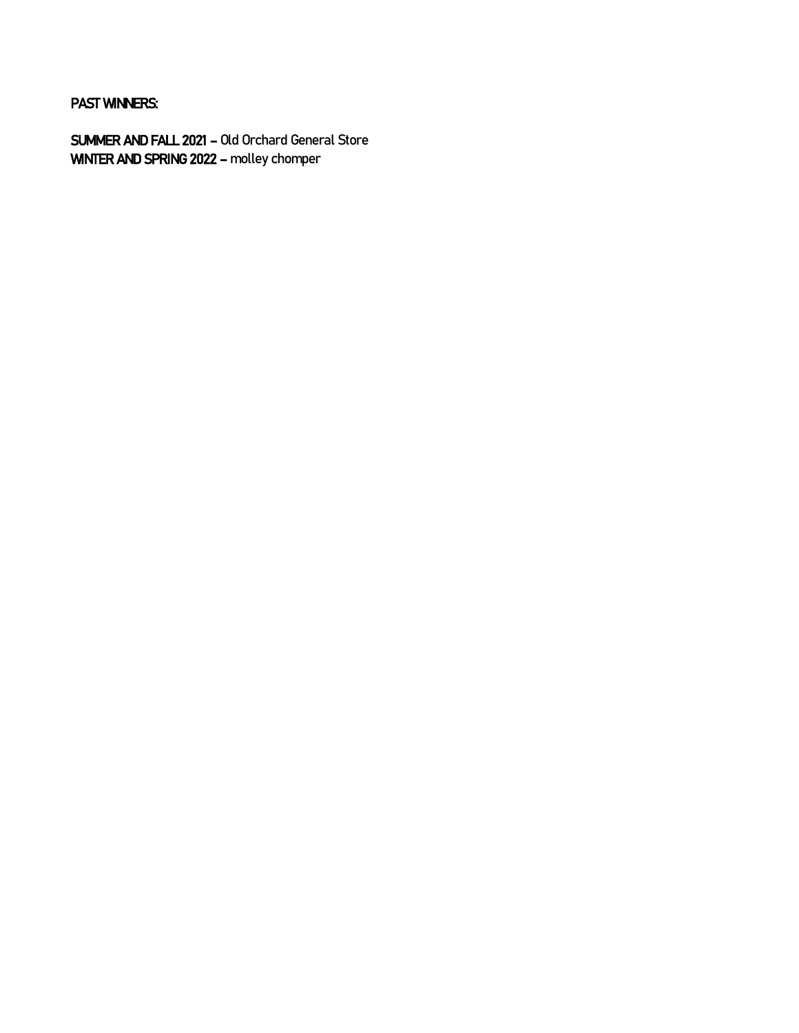**PAST WINNERS:**

**SUMMER AND FALL 2021 –** Old Orchard General Store
**WINTER AND SPRING 2022 –** molley chomper